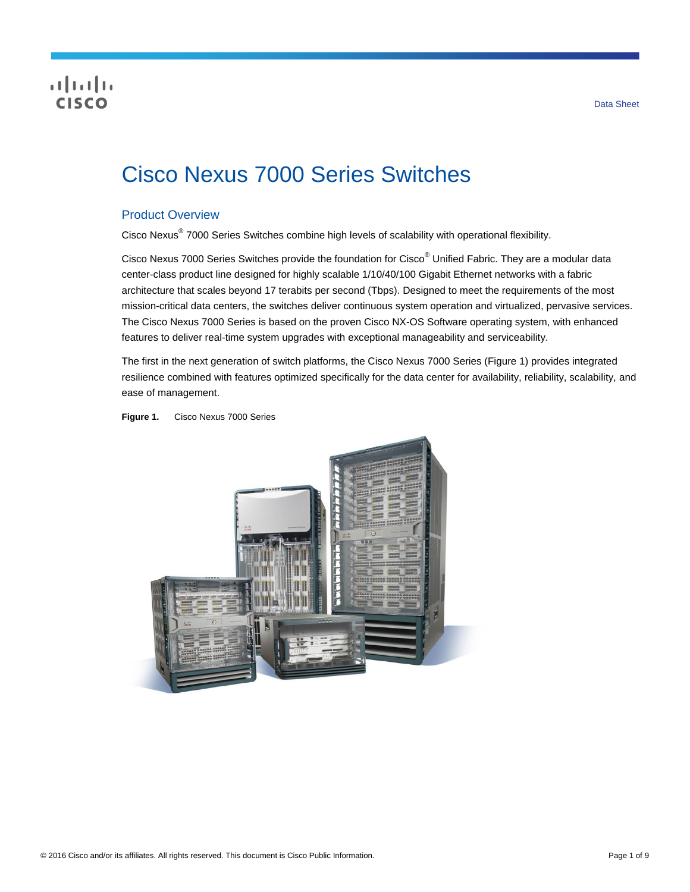Data Sheet

# Cisco Nexus 7000 Series Switches

## Product Overview

Cisco Nexus® 7000 Series Switches combine high levels of scalability with operational flexibility.

Cisco Nexus 7000 Series Switches provide the foundation for Cisco® Unified Fabric. They are a modular data center-class product line designed for highly scalable 1/10/40/100 Gigabit Ethernet networks with a fabric architecture that scales beyond 17 terabits per second (Tbps). Designed to meet the requirements of the most mission-critical data centers, the switches deliver continuous system operation and virtualized, pervasive services. The Cisco Nexus 7000 Series is based on the proven Cisco NX-OS Software operating system, with enhanced features to deliver real-time system upgrades with exceptional manageability and serviceability.

The first in the next generation of switch platforms, the Cisco Nexus 7000 Series (Figure 1) provides integrated resilience combined with features optimized specifically for the data center for availability, reliability, scalability, and ease of management.

**Figure 1.** Cisco Nexus 7000 Series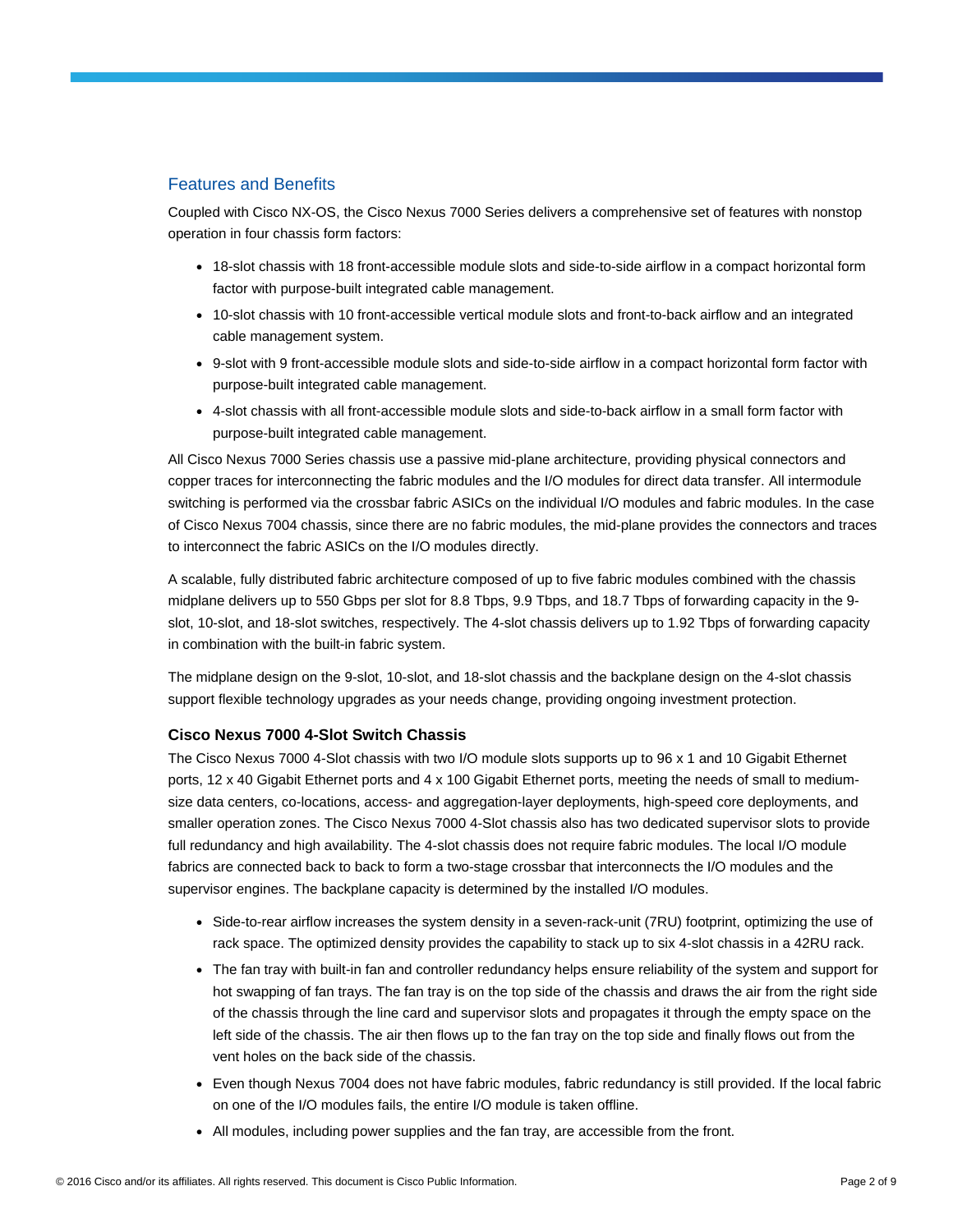## Features and Benefits

Coupled with Cisco NX-OS, the Cisco Nexus 7000 Series delivers a comprehensive set of features with nonstop operation in four chassis form factors:

- 18-slot chassis with 18 front-accessible module slots and side-to-side airflow in a compact horizontal form factor with purpose-built integrated cable management.
- 10-slot chassis with 10 front-accessible vertical module slots and front-to-back airflow and an integrated cable management system.
- 9-slot with 9 front-accessible module slots and side-to-side airflow in a compact horizontal form factor with purpose-built integrated cable management.
- 4-slot chassis with all front-accessible module slots and side-to-back airflow in a small form factor with purpose-built integrated cable management.

All Cisco Nexus 7000 Series chassis use a passive mid-plane architecture, providing physical connectors and copper traces for interconnecting the fabric modules and the I/O modules for direct data transfer. All intermodule switching is performed via the crossbar fabric ASICs on the individual I/O modules and fabric modules. In the case of Cisco Nexus 7004 chassis, since there are no fabric modules, the mid-plane provides the connectors and traces to interconnect the fabric ASICs on the I/O modules directly.

A scalable, fully distributed fabric architecture composed of up to five fabric modules combined with the chassis midplane delivers up to 550 Gbps per slot for 8.8 Tbps, 9.9 Tbps, and 18.7 Tbps of forwarding capacity in the 9-slot, 10-slot, and 18-slot switches, respectively. The 4-slot chassis delivers up to 1.92 Tbps of forwarding capacity in combination with the built-in fabric system.

The midplane design on the 9-slot, 10-slot, and 18-slot chassis and the backplane design on the 4-slot chassis support flexible technology upgrades as your needs change, providing ongoing investment protection.

### Cisco Nexus 7000 4-Slot Switch Chassis

The Cisco Nexus 7000 4-Slot chassis with two I/O module slots supports up to 96 x 1 and 10 Gigabit Ethernet ports, 12 x 40 Gigabit Ethernet ports and 4 x 100 Gigabit Ethernet ports, meeting the needs of small to medium-size data centers, co-locations, access- and aggregation-layer deployments, high-speed core deployments, and smaller operation zones. The Cisco Nexus 7000 4-Slot chassis also has two dedicated supervisor slots to provide full redundancy and high availability. The 4-slot chassis does not require fabric modules. The local I/O module fabrics are connected back to back to form a two-stage crossbar that interconnects the I/O modules and the supervisor engines. The backplane capacity is determined by the installed I/O modules.

- Side-to-rear airflow increases the system density in a seven-rack-unit (7RU) footprint, optimizing the use of rack space. The optimized density provides the capability to stack up to six 4-slot chassis in a 42RU rack.
- The fan tray with built-in fan and controller redundancy helps ensure reliability of the system and support for hot swapping of fan trays. The fan tray is on the top side of the chassis and draws the air from the right side of the chassis through the line card and supervisor slots and propagates it through the empty space on the left side of the chassis. The air then flows up to the fan tray on the top side and finally flows out from the vent holes on the back side of the chassis.
- Even though Nexus 7004 does not have fabric modules, fabric redundancy is still provided. If the local fabric on one of the I/O modules fails, the entire I/O module is taken offline.
- All modules, including power supplies and the fan tray, are accessible from the front.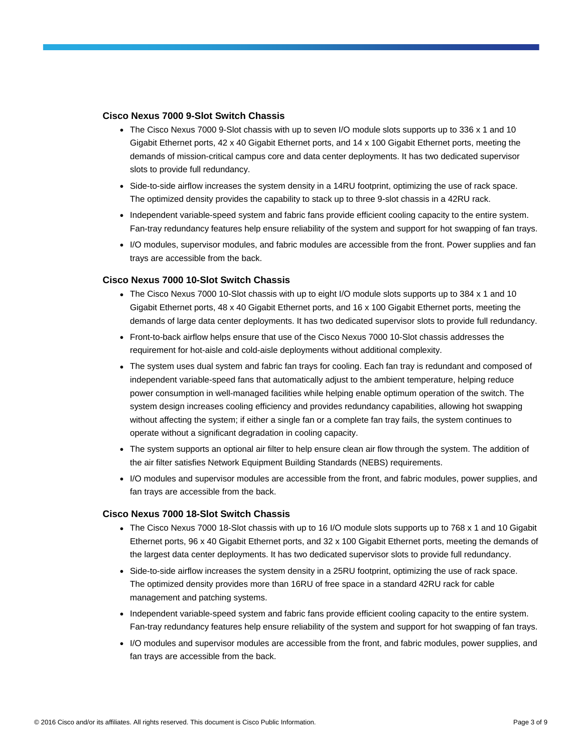### Cisco Nexus 7000 9-Slot Switch Chassis

- The Cisco Nexus 7000 9-Slot chassis with up to seven I/O module slots supports up to 336 x 1 and 10 Gigabit Ethernet ports, 42 x 40 Gigabit Ethernet ports, and 14 x 100 Gigabit Ethernet ports, meeting the demands of mission-critical campus core and data center deployments. It has two dedicated supervisor slots to provide full redundancy.
- Side-to-side airflow increases the system density in a 14RU footprint, optimizing the use of rack space. The optimized density provides the capability to stack up to three 9-slot chassis in a 42RU rack.
- Independent variable-speed system and fabric fans provide efficient cooling capacity to the entire system. Fan-tray redundancy features help ensure reliability of the system and support for hot swapping of fan trays.
- I/O modules, supervisor modules, and fabric modules are accessible from the front. Power supplies and fan trays are accessible from the back.

### Cisco Nexus 7000 10-Slot Switch Chassis

- The Cisco Nexus 7000 10-Slot chassis with up to eight I/O module slots supports up to 384 x 1 and 10 Gigabit Ethernet ports, 48 x 40 Gigabit Ethernet ports, and 16 x 100 Gigabit Ethernet ports, meeting the demands of large data center deployments. It has two dedicated supervisor slots to provide full redundancy.
- Front-to-back airflow helps ensure that use of the Cisco Nexus 7000 10-Slot chassis addresses the requirement for hot-aisle and cold-aisle deployments without additional complexity.
- The system uses dual system and fabric fan trays for cooling. Each fan tray is redundant and composed of independent variable-speed fans that automatically adjust to the ambient temperature, helping reduce power consumption in well-managed facilities while helping enable optimum operation of the switch. The system design increases cooling efficiency and provides redundancy capabilities, allowing hot swapping without affecting the system; if either a single fan or a complete fan tray fails, the system continues to operate without a significant degradation in cooling capacity.
- The system supports an optional air filter to help ensure clean air flow through the system. The addition of the air filter satisfies Network Equipment Building Standards (NEBS) requirements.
- I/O modules and supervisor modules are accessible from the front, and fabric modules, power supplies, and fan trays are accessible from the back.

### Cisco Nexus 7000 18-Slot Switch Chassis

- The Cisco Nexus 7000 18-Slot chassis with up to 16 I/O module slots supports up to 768 x 1 and 10 Gigabit Ethernet ports, 96 x 40 Gigabit Ethernet ports, and 32 x 100 Gigabit Ethernet ports, meeting the demands of the largest data center deployments. It has two dedicated supervisor slots to provide full redundancy.
- Side-to-side airflow increases the system density in a 25RU footprint, optimizing the use of rack space. The optimized density provides more than 16RU of free space in a standard 42RU rack for cable management and patching systems.
- Independent variable-speed system and fabric fans provide efficient cooling capacity to the entire system. Fan-tray redundancy features help ensure reliability of the system and support for hot swapping of fan trays.
- I/O modules and supervisor modules are accessible from the front, and fabric modules, power supplies, and fan trays are accessible from the back.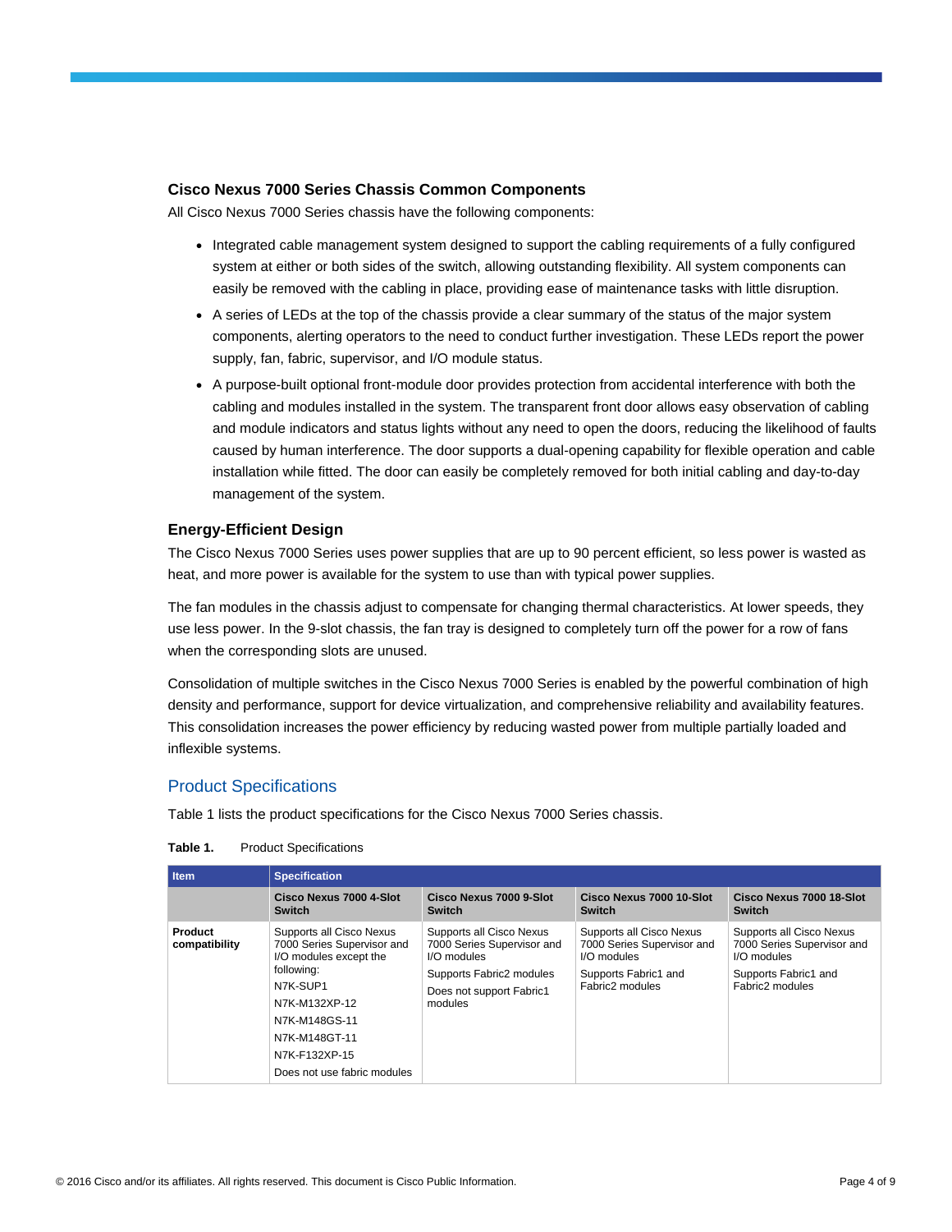### Cisco Nexus 7000 Series Chassis Common Components

All Cisco Nexus 7000 Series chassis have the following components:

- Integrated cable management system designed to support the cabling requirements of a fully configured system at either or both sides of the switch, allowing outstanding flexibility. All system components can easily be removed with the cabling in place, providing ease of maintenance tasks with little disruption.
- A series of LEDs at the top of the chassis provide a clear summary of the status of the major system components, alerting operators to the need to conduct further investigation. These LEDs report the power supply, fan, fabric, supervisor, and I/O module status.
- A purpose-built optional front-module door provides protection from accidental interference with both the cabling and modules installed in the system. The transparent front door allows easy observation of cabling and module indicators and status lights without any need to open the doors, reducing the likelihood of faults caused by human interference. The door supports a dual-opening capability for flexible operation and cable installation while fitted. The door can easily be completely removed for both initial cabling and day-to-day management of the system.

### Energy-Efficient Design

The Cisco Nexus 7000 Series uses power supplies that are up to 90 percent efficient, so less power is wasted as heat, and more power is available for the system to use than with typical power supplies.

The fan modules in the chassis adjust to compensate for changing thermal characteristics. At lower speeds, they use less power. In the 9-slot chassis, the fan tray is designed to completely turn off the power for a row of fans when the corresponding slots are unused.

Consolidation of multiple switches in the Cisco Nexus 7000 Series is enabled by the powerful combination of high density and performance, support for device virtualization, and comprehensive reliability and availability features. This consolidation increases the power efficiency by reducing wasted power from multiple partially loaded and inflexible systems.

## Product Specifications

Table 1 lists the product specifications for the Cisco Nexus 7000 Series chassis.

**Table 1.** Product Specifications

| Item | Specification | | | |
|---|---|---|---|---|
| | **Cisco Nexus 7000 4-Slot Switch** | **Cisco Nexus 7000 9-Slot Switch** | **Cisco Nexus 7000 10-Slot Switch** | **Cisco Nexus 7000 18-Slot Switch** |
| **Product compatibility** | Supports all Cisco Nexus 7000 Series Supervisor and I/O modules except the following:<br>N7K-SUP1<br>N7K-M132XP-12<br>N7K-M148GS-11<br>N7K-M148GT-11<br>N7K-F132XP-15<br>Does not use fabric modules | Supports all Cisco Nexus 7000 Series Supervisor and I/O modules<br>Supports Fabric2 modules<br>Does not support Fabric1 modules | Supports all Cisco Nexus 7000 Series Supervisor and I/O modules<br>Supports Fabric1 and Fabric2 modules | Supports all Cisco Nexus 7000 Series Supervisor and I/O modules<br>Supports Fabric1 and Fabric2 modules |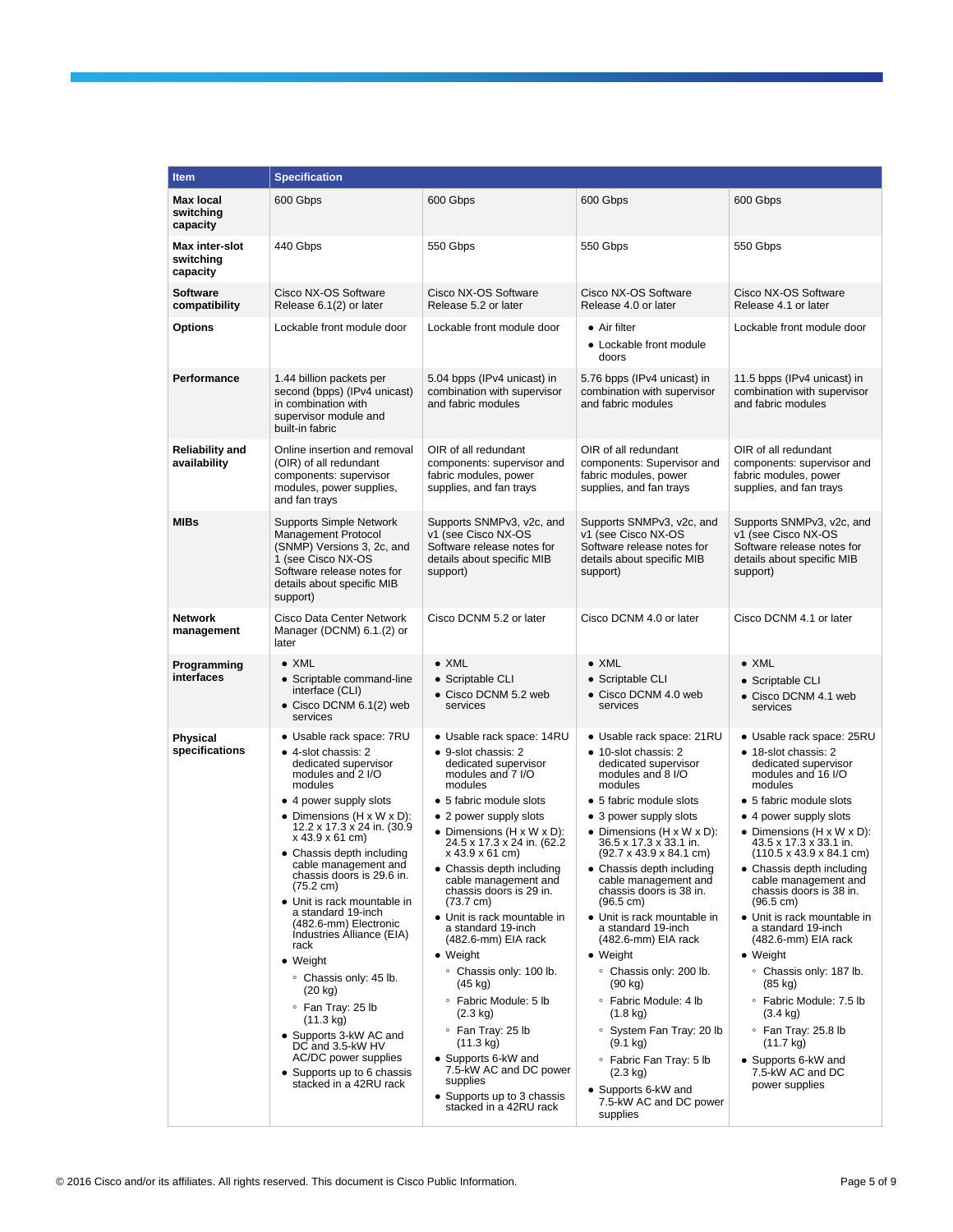| Item | Specification | | | |
|---|---|---|---|---|
| **Max local switching capacity** | 600 Gbps | 600 Gbps | 600 Gbps | 600 Gbps |
| **Max inter-slot switching capacity** | 440 Gbps | 550 Gbps | 550 Gbps | 550 Gbps |
| **Software compatibility** | Cisco NX-OS Software Release 6.1(2) or later | Cisco NX-OS Software Release 5.2 or later | Cisco NX-OS Software Release 4.0 or later | Cisco NX-OS Software Release 4.1 or later |
| **Options** | Lockable front module door | Lockable front module door | • Air filter<br>• Lockable front module doors | Lockable front module door |
| **Performance** | 1.44 billion packets per second (bpps) (IPv4 unicast) in combination with supervisor module and built-in fabric | 5.04 bpps (IPv4 unicast) in combination with supervisor and fabric modules | 5.76 bpps (IPv4 unicast) in combination with supervisor and fabric modules | 11.5 bpps (IPv4 unicast) in combination with supervisor and fabric modules |
| **Reliability and availability** | Online insertion and removal (OIR) of all redundant components: supervisor modules, power supplies, and fan trays | OIR of all redundant components: supervisor and fabric modules, power supplies, and fan trays | OIR of all redundant components: Supervisor and fabric modules, power supplies, and fan trays | OIR of all redundant components: supervisor and fabric modules, power supplies, and fan trays |
| **MIBs** | Supports Simple Network Management Protocol (SNMP) Versions 3, 2c, and 1 (see Cisco NX-OS Software release notes for details about specific MIB support) | Supports SNMPv3, v2c, and v1 (see Cisco NX-OS Software release notes for details about specific MIB support) | Supports SNMPv3, v2c, and v1 (see Cisco NX-OS Software release notes for details about specific MIB support) | Supports SNMPv3, v2c, and v1 (see Cisco NX-OS Software release notes for details about specific MIB support) |
| **Network management** | Cisco Data Center Network Manager (DCNM) 6.1.(2) or later | Cisco DCNM 5.2 or later | Cisco DCNM 4.0 or later | Cisco DCNM 4.1 or later |
| **Programming interfaces** | • XML<br>• Scriptable command-line interface (CLI)<br>• Cisco DCNM 6.1(2) web services | • XML<br>• Scriptable CLI<br>• Cisco DCNM 5.2 web services | • XML<br>• Scriptable CLI<br>• Cisco DCNM 4.0 web services | • XML<br>• Scriptable CLI<br>• Cisco DCNM 4.1 web services |
| **Physical specifications** | • Usable rack space: 7RU<br>• 4-slot chassis: 2 dedicated supervisor modules and 2 I/O modules<br>• 4 power supply slots<br>• Dimensions (H x W x D): 12.2 x 17.3 x 24 in. (30.9 x 43.9 x 61 cm)<br>• Chassis depth including cable management and chassis doors is 29.6 in. (75.2 cm)<br>• Unit is rack mountable in a standard 19-inch (482.6-mm) Electronic Industries Alliance (EIA) rack<br>• Weight<br>◦ Chassis only: 45 lb. (20 kg)<br>◦ Fan Tray: 25 lb (11.3 kg)<br>• Supports 3-kW AC and DC and 3.5-kW HV AC/DC power supplies<br>• Supports up to 6 chassis stacked in a 42RU rack | • Usable rack space: 14RU<br>• 9-slot chassis: 2 dedicated supervisor modules and 7 I/O modules<br>• 5 fabric module slots<br>• 2 power supply slots<br>• Dimensions (H x W x D): 24.5 x 17.3 x 24 in. (62.2 x 43.9 x 61 cm)<br>• Chassis depth including cable management and chassis doors is 29 in. (73.7 cm)<br>• Unit is rack mountable in a standard 19-inch (482.6-mm) EIA rack<br>• Weight<br>◦ Chassis only: 100 lb. (45 kg)<br>◦ Fabric Module: 5 lb (2.3 kg)<br>◦ Fan Tray: 25 lb (11.3 kg)<br>• Supports 6-kW and 7.5-kW AC and DC power supplies<br>• Supports up to 3 chassis stacked in a 42RU rack | • Usable rack space: 21RU<br>• 10-slot chassis: 2 dedicated supervisor modules and 8 I/O modules<br>• 5 fabric module slots<br>• 3 power supply slots<br>• Dimensions (H x W x D): 36.5 x 17.3 x 33.1 in. (92.7 x 43.9 x 84.1 cm)<br>• Chassis depth including cable management and chassis doors is 38 in. (96.5 cm)<br>• Unit is rack mountable in a standard 19-inch (482.6-mm) EIA rack<br>• Weight<br>◦ Chassis only: 200 lb. (90 kg)<br>◦ Fabric Module: 4 lb (1.8 kg)<br>◦ System Fan Tray: 20 lb (9.1 kg)<br>◦ Fabric Fan Tray: 5 lb (2.3 kg)<br>• Supports 6-kW and 7.5-kW AC and DC power supplies | • Usable rack space: 25RU<br>• 18-slot chassis: 2 dedicated supervisor modules and 16 I/O modules<br>• 5 fabric module slots<br>• 4 power supply slots<br>• Dimensions (H x W x D): 43.5 x 17.3 x 33.1 in. (110.5 x 43.9 x 84.1 cm)<br>• Chassis depth including cable management and chassis doors is 38 in. (96.5 cm)<br>• Unit is rack mountable in a standard 19-inch (482.6-mm) EIA rack<br>• Weight<br>◦ Chassis only: 187 lb. (85 kg)<br>◦ Fabric Module: 7.5 lb (3.4 kg)<br>◦ Fan Tray: 25.8 lb (11.7 kg)<br>• Supports 6-kW and 7.5-kW AC and DC power supplies |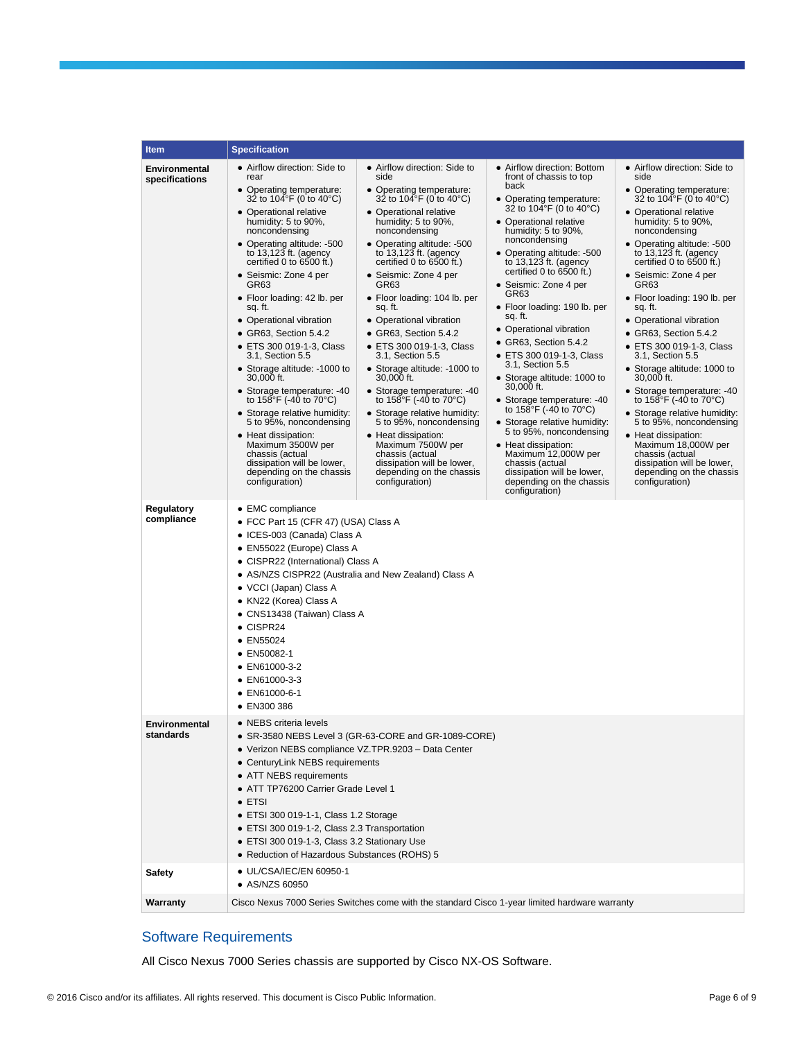| Item | Specification | | | |
| --- | --- | --- | --- | --- |
| **Environmental specifications** | • Airflow direction: Side to rear<br>• Operating temperature: 32 to 104°F (0 to 40°C)<br>• Operational relative humidity: 5 to 90%, noncondensing<br>• Operating altitude: -500 to 13,123 ft. (agency certified 0 to 6500 ft.)<br>• Seismic: Zone 4 per GR63<br>• Floor loading: 42 lb. per sq. ft.<br>• Operational vibration<br>• GR63, Section 5.4.2<br>• ETS 300 019-1-3, Class 3.1, Section 5.5<br>• Storage altitude: -1000 to 30,000 ft.<br>• Storage temperature: -40 to 158°F (-40 to 70°C)<br>• Storage relative humidity: 5 to 95%, noncondensing<br>• Heat dissipation: Maximum 3500W per chassis (actual dissipation will be lower, depending on the chassis configuration) | • Airflow direction: Side to side<br>• Operating temperature: 32 to 104°F (0 to 40°C)<br>• Operational relative humidity: 5 to 90%, noncondensing<br>• Operating altitude: -500 to 13,123 ft. (agency certified 0 to 6500 ft.)<br>• Seismic: Zone 4 per GR63<br>• Floor loading: 104 lb. per sq. ft.<br>• Operational vibration<br>• GR63, Section 5.4.2<br>• ETS 300 019-1-3, Class 3.1, Section 5.5<br>• Storage altitude: -1000 to 30,000 ft.<br>• Storage temperature: -40 to 158°F (-40 to 70°C)<br>• Storage relative humidity: 5 to 95%, noncondensing<br>• Heat dissipation: Maximum 7500W per chassis (actual dissipation will be lower, depending on the chassis configuration) | • Airflow direction: Bottom front of chassis to top back<br>• Operating temperature: 32 to 104°F (0 to 40°C)<br>• Operational relative humidity: 5 to 90%, noncondensing<br>• Operating altitude: -500 to 13,123 ft. (agency certified 0 to 6500 ft.)<br>• Seismic: Zone 4 per GR63<br>• Floor loading: 190 lb. per sq. ft.<br>• Operational vibration<br>• GR63, Section 5.4.2<br>• ETS 300 019-1-3, Class 3.1, Section 5.5<br>• Storage altitude: 1000 to 30,000 ft.<br>• Storage temperature: -40 to 158°F (-40 to 70°C)<br>• Storage relative humidity: 5 to 95%, noncondensing<br>• Heat dissipation: Maximum 12,000W per chassis (actual dissipation will be lower, depending on the chassis configuration) | • Airflow direction: Side to side<br>• Operating temperature: 32 to 104°F (0 to 40°C)<br>• Operational relative humidity: 5 to 90%, noncondensing<br>• Operating altitude: -500 to 13,123 ft. (agency certified 0 to 6500 ft.)<br>• Seismic: Zone 4 per GR63<br>• Floor loading: 190 lb. per sq. ft.<br>• Operational vibration<br>• GR63, Section 5.4.2<br>• ETS 300 019-1-3, Class 3.1, Section 5.5<br>• Storage altitude: 1000 to 30,000 ft.<br>• Storage temperature: -40 to 158°F (-40 to 70°C)<br>• Storage relative humidity: 5 to 95%, noncondensing<br>• Heat dissipation: Maximum 18,000W per chassis (actual dissipation will be lower, depending on the chassis configuration) |
| **Regulatory compliance** | • EMC compliance<br>• FCC Part 15 (CFR 47) (USA) Class A<br>• ICES-003 (Canada) Class A<br>• EN55022 (Europe) Class A<br>• CISPR22 (International) Class A<br>• AS/NZS CISPR22 (Australia and New Zealand) Class A<br>• VCCI (Japan) Class A<br>• KN22 (Korea) Class A<br>• CNS13438 (Taiwan) Class A<br>• CISPR24<br>• EN55024<br>• EN50082-1<br>• EN61000-3-2<br>• EN61000-3-3<br>• EN61000-6-1<br>• EN300 386 | | | |
| **Environmental standards** | • NEBS criteria levels<br>• SR-3580 NEBS Level 3 (GR-63-CORE and GR-1089-CORE)<br>• Verizon NEBS compliance VZ.TPR.9203 – Data Center<br>• CenturyLink NEBS requirements<br>• ATT NEBS requirements<br>• ATT TP76200 Carrier Grade Level 1<br>• ETSI<br>• ETSI 300 019-1-1, Class 1.2 Storage<br>• ETSI 300 019-1-2, Class 2.3 Transportation<br>• ETSI 300 019-1-3, Class 3.2 Stationary Use<br>• Reduction of Hazardous Substances (ROHS) 5 | | | |
| **Safety** | • UL/CSA/IEC/EN 60950-1<br>• AS/NZS 60950 | | | |
| **Warranty** | Cisco Nexus 7000 Series Switches come with the standard Cisco 1-year limited hardware warranty | | | |

## Software Requirements

All Cisco Nexus 7000 Series chassis are supported by Cisco NX-OS Software.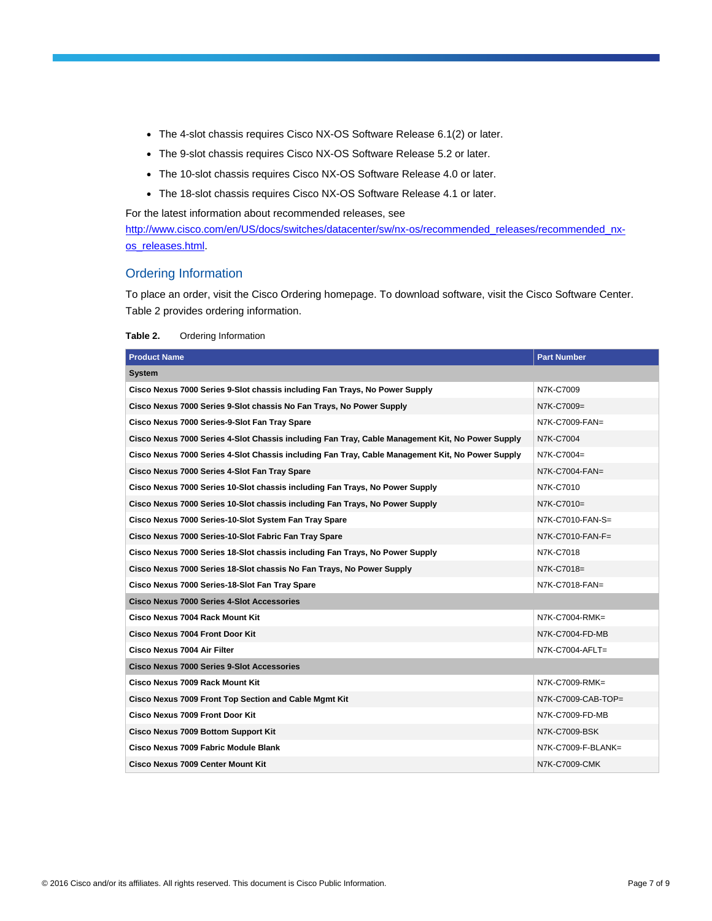- The 4-slot chassis requires Cisco NX-OS Software Release 6.1(2) or later.
- The 9-slot chassis requires Cisco NX-OS Software Release 5.2 or later.
- The 10-slot chassis requires Cisco NX-OS Software Release 4.0 or later.
- The 18-slot chassis requires Cisco NX-OS Software Release 4.1 or later.

For the latest information about recommended releases, see http://www.cisco.com/en/US/docs/switches/datacenter/sw/nx-os/recommended_releases/recommended_nx-os_releases.html.

## Ordering Information

To place an order, visit the Cisco Ordering homepage. To download software, visit the Cisco Software Center. Table 2 provides ordering information.

**Table 2.** Ordering Information

| Product Name | Part Number |
|---|---|
| **System** | |
| **Cisco Nexus 7000 Series 9-Slot chassis including Fan Trays, No Power Supply** | N7K-C7009 |
| **Cisco Nexus 7000 Series 9-Slot chassis No Fan Trays, No Power Supply** | N7K-C7009= |
| **Cisco Nexus 7000 Series-9-Slot Fan Tray Spare** | N7K-C7009-FAN= |
| **Cisco Nexus 7000 Series 4-Slot Chassis including Fan Tray, Cable Management Kit, No Power Supply** | N7K-C7004 |
| **Cisco Nexus 7000 Series 4-Slot Chassis including Fan Tray, Cable Management Kit, No Power Supply** | N7K-C7004= |
| **Cisco Nexus 7000 Series 4-Slot Fan Tray Spare** | N7K-C7004-FAN= |
| **Cisco Nexus 7000 Series 10-Slot chassis including Fan Trays, No Power Supply** | N7K-C7010 |
| **Cisco Nexus 7000 Series 10-Slot chassis including Fan Trays, No Power Supply** | N7K-C7010= |
| **Cisco Nexus 7000 Series-10-Slot System Fan Tray Spare** | N7K-C7010-FAN-S= |
| **Cisco Nexus 7000 Series-10-Slot Fabric Fan Tray Spare** | N7K-C7010-FAN-F= |
| **Cisco Nexus 7000 Series 18-Slot chassis including Fan Trays, No Power Supply** | N7K-C7018 |
| **Cisco Nexus 7000 Series 18-Slot chassis No Fan Trays, No Power Supply** | N7K-C7018= |
| **Cisco Nexus 7000 Series-18-Slot Fan Tray Spare** | N7K-C7018-FAN= |
| **Cisco Nexus 7000 Series 4-Slot Accessories** | |
| **Cisco Nexus 7004 Rack Mount Kit** | N7K-C7004-RMK= |
| **Cisco Nexus 7004 Front Door Kit** | N7K-C7004-FD-MB |
| **Cisco Nexus 7004 Air Filter** | N7K-C7004-AFLT= |
| **Cisco Nexus 7000 Series 9-Slot Accessories** | |
| **Cisco Nexus 7009 Rack Mount Kit** | N7K-C7009-RMK= |
| **Cisco Nexus 7009 Front Top Section and Cable Mgmt Kit** | N7K-C7009-CAB-TOP= |
| **Cisco Nexus 7009 Front Door Kit** | N7K-C7009-FD-MB |
| **Cisco Nexus 7009 Bottom Support Kit** | N7K-C7009-BSK |
| **Cisco Nexus 7009 Fabric Module Blank** | N7K-C7009-F-BLANK= |
| **Cisco Nexus 7009 Center Mount Kit** | N7K-C7009-CMK |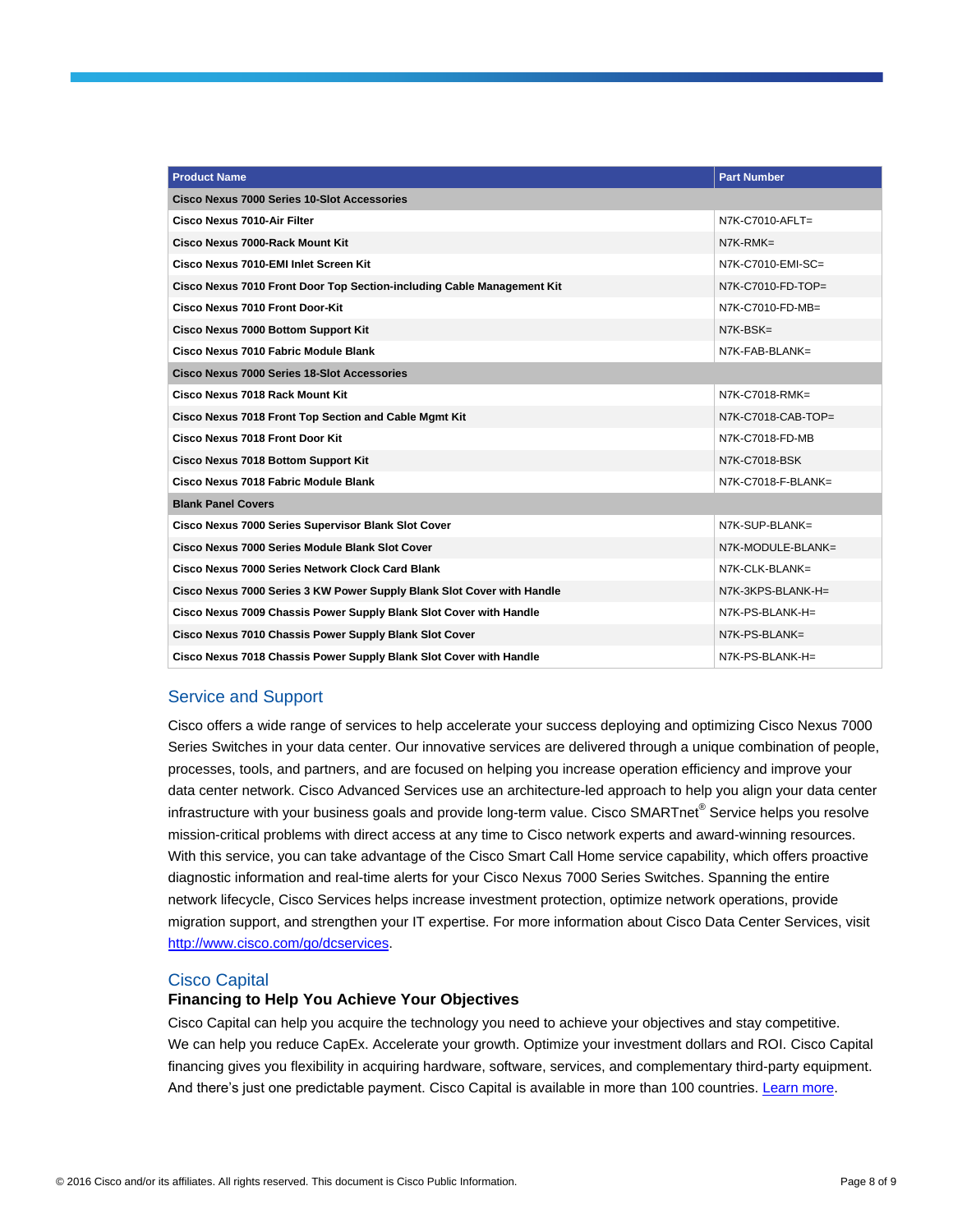| Product Name | Part Number |
|---|---|
| **Cisco Nexus 7000 Series 10-Slot Accessories** | |
| **Cisco Nexus 7010-Air Filter** | N7K-C7010-AFLT= |
| **Cisco Nexus 7000-Rack Mount Kit** | N7K-RMK= |
| **Cisco Nexus 7010-EMI Inlet Screen Kit** | N7K-C7010-EMI-SC= |
| **Cisco Nexus 7010 Front Door Top Section-including Cable Management Kit** | N7K-C7010-FD-TOP= |
| **Cisco Nexus 7010 Front Door-Kit** | N7K-C7010-FD-MB= |
| **Cisco Nexus 7000 Bottom Support Kit** | N7K-BSK= |
| **Cisco Nexus 7010 Fabric Module Blank** | N7K-FAB-BLANK= |
| **Cisco Nexus 7000 Series 18-Slot Accessories** | |
| **Cisco Nexus 7018 Rack Mount Kit** | N7K-C7018-RMK= |
| **Cisco Nexus 7018 Front Top Section and Cable Mgmt Kit** | N7K-C7018-CAB-TOP= |
| **Cisco Nexus 7018 Front Door Kit** | N7K-C7018-FD-MB |
| **Cisco Nexus 7018 Bottom Support Kit** | N7K-C7018-BSK |
| **Cisco Nexus 7018 Fabric Module Blank** | N7K-C7018-F-BLANK= |
| **Blank Panel Covers** | |
| **Cisco Nexus 7000 Series Supervisor Blank Slot Cover** | N7K-SUP-BLANK= |
| **Cisco Nexus 7000 Series Module Blank Slot Cover** | N7K-MODULE-BLANK= |
| **Cisco Nexus 7000 Series Network Clock Card Blank** | N7K-CLK-BLANK= |
| **Cisco Nexus 7000 Series 3 KW Power Supply Blank Slot Cover with Handle** | N7K-3KPS-BLANK-H= |
| **Cisco Nexus 7009 Chassis Power Supply Blank Slot Cover with Handle** | N7K-PS-BLANK-H= |
| **Cisco Nexus 7010 Chassis Power Supply Blank Slot Cover** | N7K-PS-BLANK= |
| **Cisco Nexus 7018 Chassis Power Supply Blank Slot Cover with Handle** | N7K-PS-BLANK-H= |

## Service and Support

Cisco offers a wide range of services to help accelerate your success deploying and optimizing Cisco Nexus 7000 Series Switches in your data center. Our innovative services are delivered through a unique combination of people, processes, tools, and partners, and are focused on helping you increase operation efficiency and improve your data center network. Cisco Advanced Services use an architecture-led approach to help you align your data center infrastructure with your business goals and provide long-term value. Cisco SMARTnet® Service helps you resolve mission-critical problems with direct access at any time to Cisco network experts and award-winning resources. With this service, you can take advantage of the Cisco Smart Call Home service capability, which offers proactive diagnostic information and real-time alerts for your Cisco Nexus 7000 Series Switches. Spanning the entire network lifecycle, Cisco Services helps increase investment protection, optimize network operations, provide migration support, and strengthen your IT expertise. For more information about Cisco Data Center Services, visit http://www.cisco.com/go/dcservices.

## Cisco Capital

### Financing to Help You Achieve Your Objectives

Cisco Capital can help you acquire the technology you need to achieve your objectives and stay competitive. We can help you reduce CapEx. Accelerate your growth. Optimize your investment dollars and ROI. Cisco Capital financing gives you flexibility in acquiring hardware, software, services, and complementary third-party equipment. And there's just one predictable payment. Cisco Capital is available in more than 100 countries. Learn more.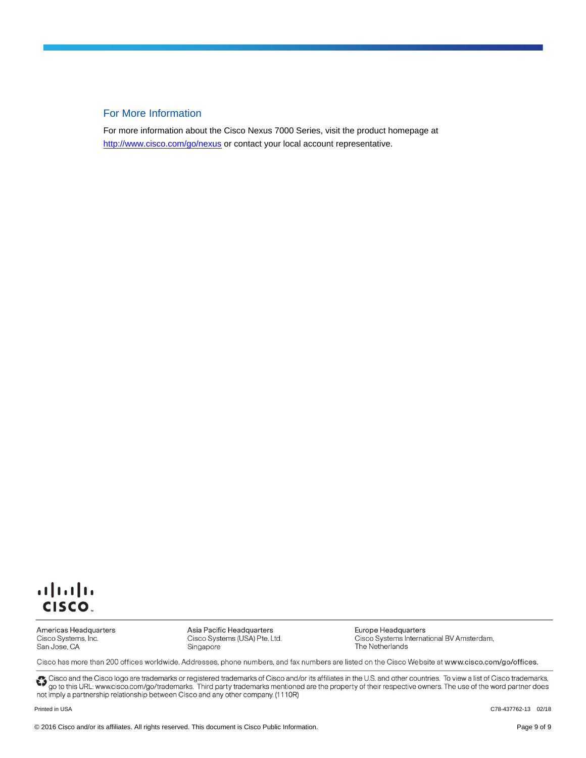## For More Information

For more information about the Cisco Nexus 7000 Series, visit the product homepage at [http://www.cisco.com/go/nexus](http://www.cisco.com/go/nexus) or contact your local account representative.

Americas Headquarters
Cisco Systems, Inc.
San Jose, CA

Asia Pacific Headquarters
Cisco Systems (USA) Pte. Ltd.
Singapore

Europe Headquarters
Cisco Systems International BV Amsterdam,
The Netherlands

Cisco has more than 200 offices worldwide. Addresses, phone numbers, and fax numbers are listed on the Cisco Website at **www.cisco.com/go/offices.**

Cisco and the Cisco logo are trademarks or registered trademarks of Cisco and/or its affiliates in the U.S. and other countries. To view a list of Cisco trademarks, go to this URL: www.cisco.com/go/trademarks. Third party trademarks mentioned are the property of their respective owners. The use of the word partner does not imply a partnership relationship between Cisco and any other company. (1110R)

Printed in USA

C78-437762-13 02/18

© 2016 Cisco and/or its affiliates. All rights reserved. This document is Cisco Public Information.